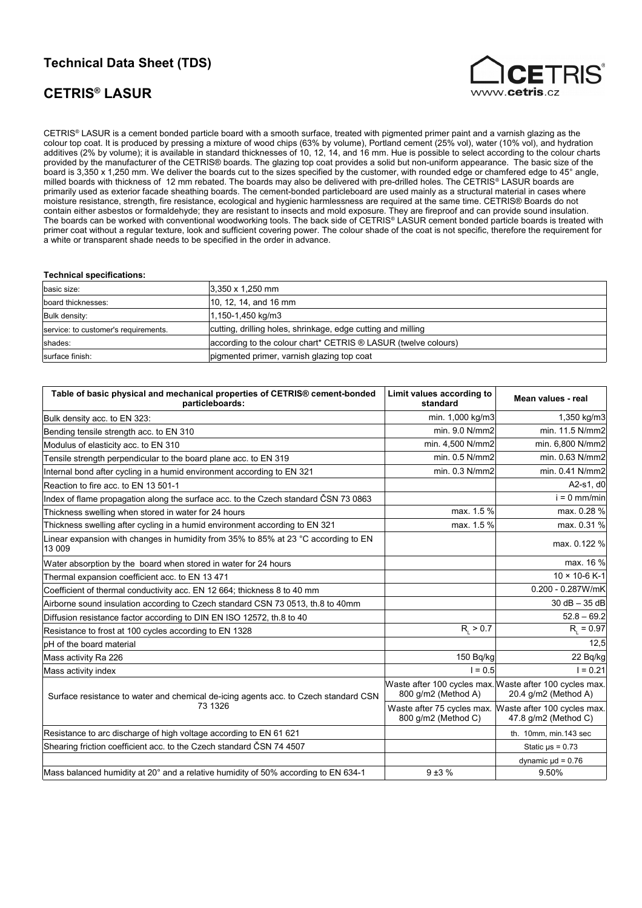# Technical Data Sheet (TDS)

## CETRIS® LASUR

CETRIS® LASUR is a cement bonded particle board with a smooth surface, treated with pigmented primer paint and a varnish glazing as the colour top coat. It is produced by pressing a mixture of wood chips (63% by volume), Portland cement (25% vol), water (10% vol), and hydration additives (2% by volume); it is available in standard thicknesses of 10, 12, 14, and 16 mm. Hue is possible to select according to the colour charts provided by the manufacturer of the CETRIS® boards. The glazing top coat provides a solid but non-uniform appearance. The basic size of the board is 3,350 x 1,250 mm. We deliver the boards cut to the sizes specified by the customer, with rounded edge or chamfered edge to 45° angle, milled boards with thickness of 12 mm rebated. The boards may also be delivered with pre-drilled holes. The CETRIS® LASUR boards are primarily used as exterior facade sheathing boards. The cement-bonded particleboard are used mainly as a structural material in cases where moisture resistance, strength, fire resistance, ecological and hygienic harmlessness are required at the same time. CETRIS® Boards do not contain either asbestos or formaldehyde; they are resistant to insects and mold exposure. They are fireproof and can provide sound insulation. The boards can be worked with conventional woodworking tools. The back side of CETRIS® LASUR cement bonded particle boards is treated with primer coat without a regular texture, look and sufficient covering power. The colour shade of the coat is not specific, therefore the requirement for a white or transparent shade needs to be specified in the order in advance.

**Technical specifications:**

| | |
|---|---|
| basic size: | 3,350 x 1,250 mm |
| board thicknesses: | 10, 12, 14, and 16 mm |
| Bulk density: | 1,150-1,450 kg/m3 |
| service: to customer's requirements. | cutting, drilling holes, shrinkage, edge cutting and milling |
| shades: | according to the colour chart* CETRIS ® LASUR (twelve colours) |
| surface finish: | pigmented primer, varnish glazing top coat |

| Table of basic physical and mechanical properties of CETRIS® cement-bonded particleboards: | Limit values according to standard | Mean values - real |
|---|---|---|
| Bulk density acc. to EN 323: | min. 1,000 kg/m3 | 1,350 kg/m3 |
| Bending tensile strength acc. to EN 310 | min. 9.0 N/mm2 | min. 11.5 N/mm2 |
| Modulus of elasticity acc. to EN 310 | min. 4,500 N/mm2 | min. 6,800 N/mm2 |
| Tensile strength perpendicular to the board plane acc. to EN 319 | min. 0.5 N/mm2 | min. 0.63 N/mm2 |
| Internal bond after cycling in a humid environment according to EN 321 | min. 0.3 N/mm2 | min. 0.41 N/mm2 |
| Reaction to fire acc. to EN 13 501-1 | | A2-s1, d0 |
| Index of flame propagation along the surface acc. to the Czech standard ČSN 73 0863 | | i = 0 mm/min |
| Thickness swelling when stored in water for 24 hours | max. 1.5 % | max. 0.28 % |
| Thickness swelling after cycling in a humid environment according to EN 321 | max. 1.5 % | max. 0.31 % |
| Linear expansion with changes in humidity from 35% to 85% at 23 °C according to EN 13 009 | | max. 0.122 % |
| Water absorption by the board when stored in water for 24 hours | | max. 16 % |
| Thermal expansion coefficient acc. to EN 13 471 | | 10 × 10-6 K-1 |
| Coefficient of thermal conductivity acc. EN 12 664; thickness 8 to 40 mm | | 0.200 - 0.287W/mK |
| Airborne sound insulation according to Czech standard CSN 73 0513, th.8 to 40mm | | 30 dB – 35 dB |
| Diffusion resistance factor according to DIN EN ISO 12572, th.8 to 40 | | 52.8 – 69.2 |
| Resistance to frost at 100 cycles according to EN 1328 | $R_L > 0.7$ | $R_L = 0.97$ |
| pH of the board material | | 12,5 |
| Mass activity Ra 226 | 150 Bq/kg | 22 Bq/kg |
| Mass activity index | I = 0.5 | I = 0.21 |
| Surface resistance to water and chemical de-icing agents acc. to Czech standard CSN 73 1326 | Waste after 100 cycles max. 800 g/m2 (Method A) | Waste after 100 cycles max. 20.4 g/m2 (Method A) |
| | Waste after 75 cycles max. 800 g/m2 (Method C) | Waste after 100 cycles max. 47.8 g/m2 (Method C) |
| Resistance to arc discharge of high voltage according to EN 61 621 | | th. 10mm, min.143 sec |
| Shearing friction coefficient acc. to the Czech standard ČSN 74 4507 | | Static μs = 0.73 |
| | | dynamic μd = 0.76 |
| Mass balanced humidity at 20° and a relative humidity of 50% according to EN 634-1 | 9 ±3 % | 9.50% |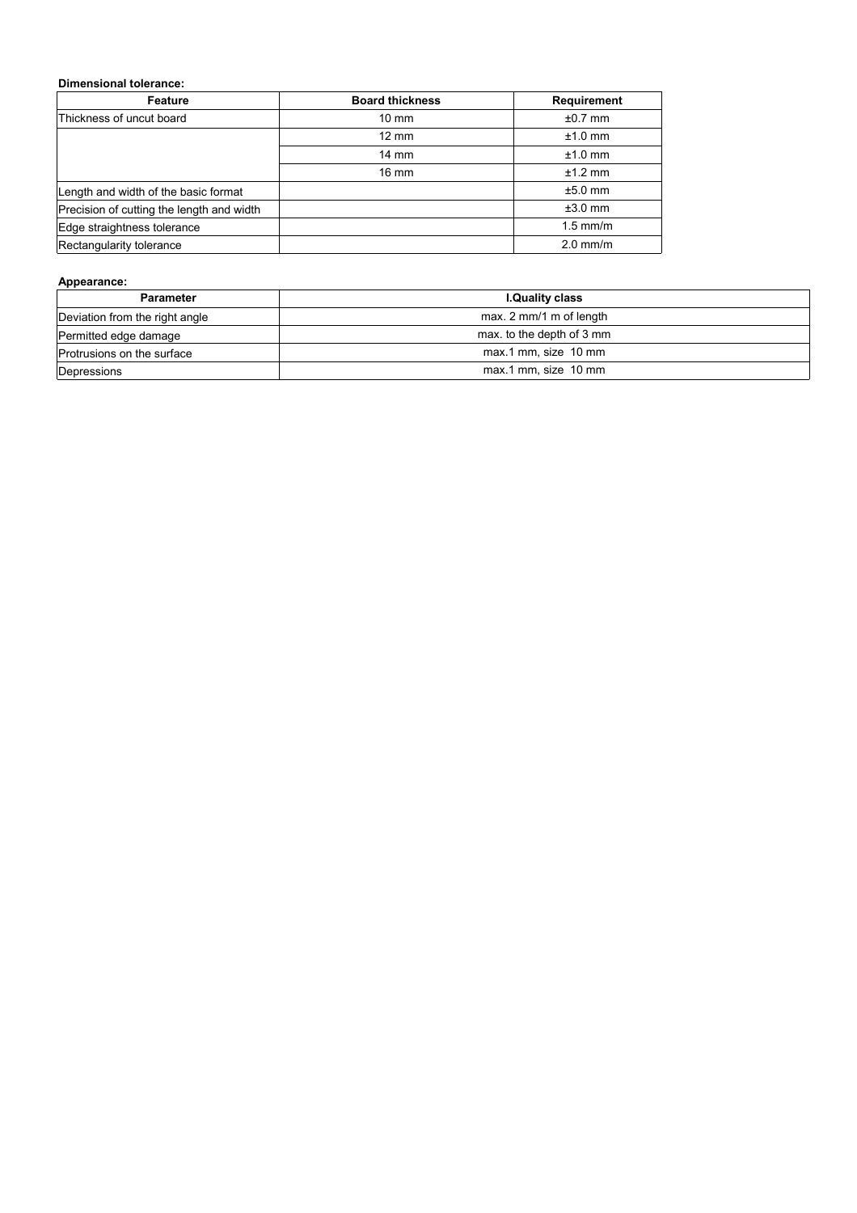**Dimensional tolerance:**

| Feature | Board thickness | Requirement |
|---|---|---|
| Thickness of uncut board | 10 mm | ±0.7 mm |
| | 12 mm | ±1.0 mm |
| | 14 mm | ±1.0 mm |
| | 16 mm | ±1.2 mm |
| Length and width of the basic format | | ±5.0 mm |
| Precision of cutting the length and width | | ±3.0 mm |
| Edge straightness tolerance | | 1.5 mm/m |
| Rectangularity tolerance | | 2.0 mm/m |

**Appearance:**

| Parameter | I.Quality class |
|---|---|
| Deviation from the right angle | max. 2 mm/1 m of length |
| Permitted edge damage | max. to the depth of 3 mm |
| Protrusions on the surface | max.1 mm, size 10 mm |
| Depressions | max.1 mm, size 10 mm |